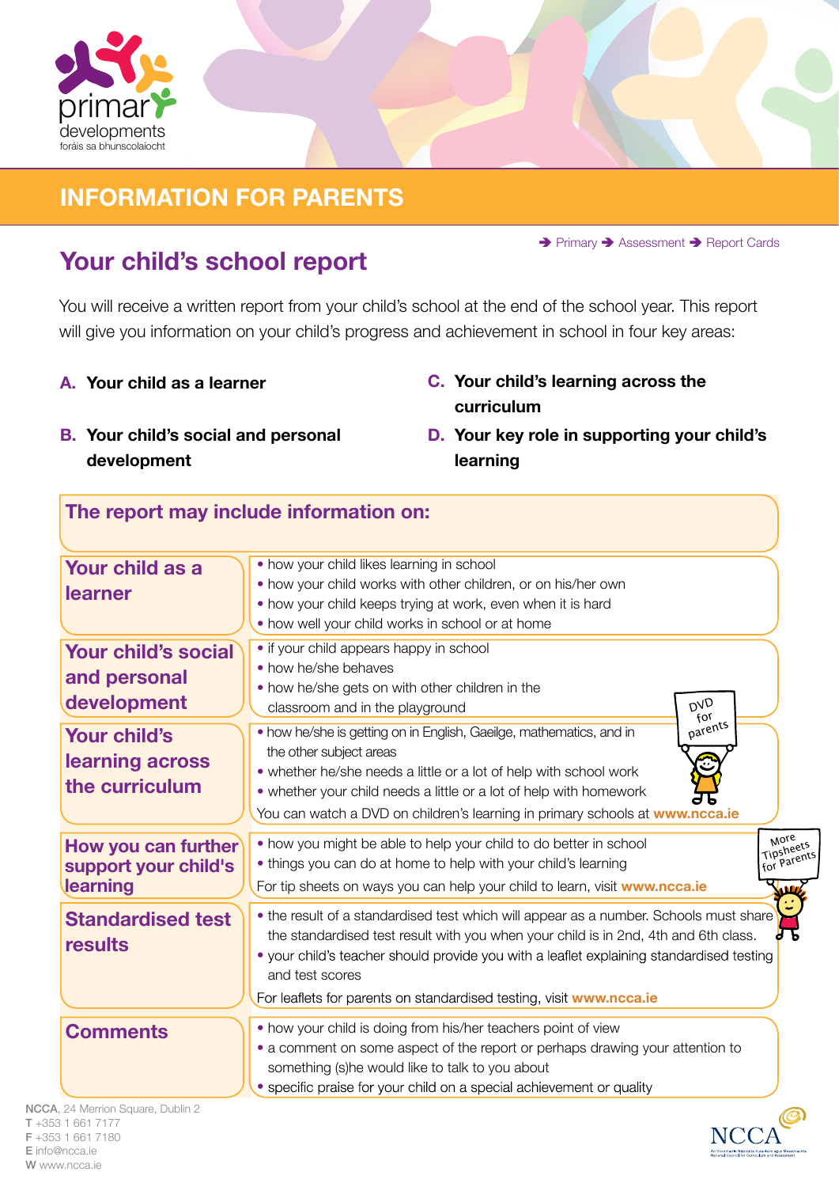primary developments
foráis sa bhunscolaíocht

# INFORMATION FOR PARENTS

➔ Primary ➔ Assessment ➔ Report Cards

## Your child's school report

You will receive a written report from your child's school at the end of the school year. This report will give you information on your child's progress and achievement in school in four key areas:

**A. Your child as a learner**

**B. Your child's social and personal development**

**C. Your child's learning across the curriculum**

**D. Your key role in supporting your child's learning**

### The report may include information on:

| | |
|---|---|
| **Your child as a learner** | • how your child likes learning in school<br>• how your child works with other children, or on his/her own<br>• how your child keeps trying at work, even when it is hard<br>• how well your child works in school or at home |
| **Your child's social and personal development** | • if your child appears happy in school<br>• how he/she behaves<br>• how he/she gets on with other children in the classroom and in the playground |
| **Your child's learning across the curriculum** | • how he/she is getting on in English, Gaeilge, mathematics, and in the other subject areas<br>• whether he/she needs a little or a lot of help with school work<br>• whether your child needs a little or a lot of help with homework<br>You can watch a DVD on children's learning in primary schools at **www.ncca.ie** |
| **How you can further support your child's learning** | • how you might be able to help your child to do better in school<br>• things you can do at home to help with your child's learning<br>For tip sheets on ways you can help your child to learn, visit **www.ncca.ie** |
| **Standardised test results** | • the result of a standardised test which will appear as a number. Schools must share the standardised test result with you when your child is in 2nd, 4th and 6th class.<br>• your child's teacher should provide you with a leaflet explaining standardised testing and test scores<br>For leaflets for parents on standardised testing, visit **www.ncca.ie** |
| **Comments** | • how your child is doing from his/her teachers point of view<br>• a comment on some aspect of the report or perhaps drawing your attention to something (s)he would like to talk to you about<br>• specific praise for your child on a special achievement or quality |

DVD for parents

More Tipsheets for Parents

**NCCA**, 24 Merrion Square, Dublin 2
**T** +353 1 661 7177
**F** +353 1 661 7180
**E** info@ncca.ie
**W** www.ncca.ie

NCCA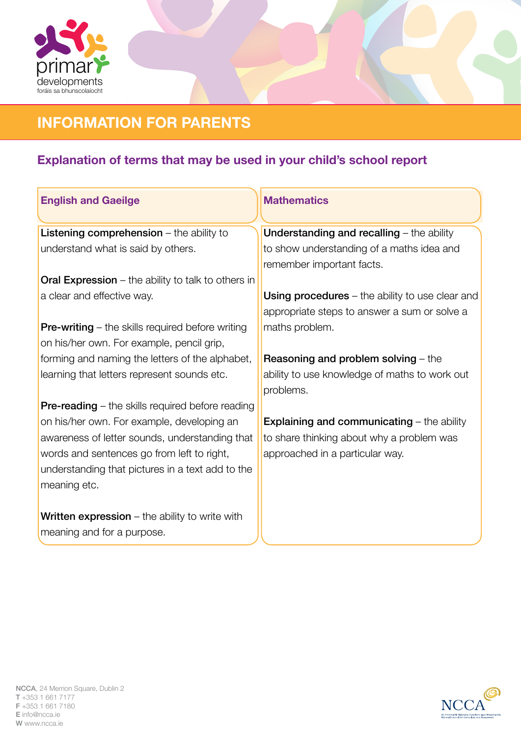# INFORMATION FOR PARENTS

## Explanation of terms that may be used in your child's school report

### English and Gaeilge

**Listening comprehension** – the ability to understand what is said by others.

**Oral Expression** – the ability to talk to others in a clear and effective way.

**Pre-writing** – the skills required before writing on his/her own. For example, pencil grip, forming and naming the letters of the alphabet, learning that letters represent sounds etc.

**Pre-reading** – the skills required before reading on his/her own. For example, developing an awareness of letter sounds, understanding that words and sentences go from left to right, understanding that pictures in a text add to the meaning etc.

**Written expression** – the ability to write with meaning and for a purpose.

### Mathematics

**Understanding and recalling** – the ability to show understanding of a maths idea and remember important facts.

**Using procedures** – the ability to use clear and appropriate steps to answer a sum or solve a maths problem.

**Reasoning and problem solving** – the ability to use knowledge of maths to work out problems.

**Explaining and communicating** – the ability to share thinking about why a problem was approached in a particular way.

**NCCA**, 24 Merrion Square, Dublin 2
**T** +353 1 661 7177
**F** +353 1 661 7180
**E** info@ncca.ie
**W** www.ncca.ie